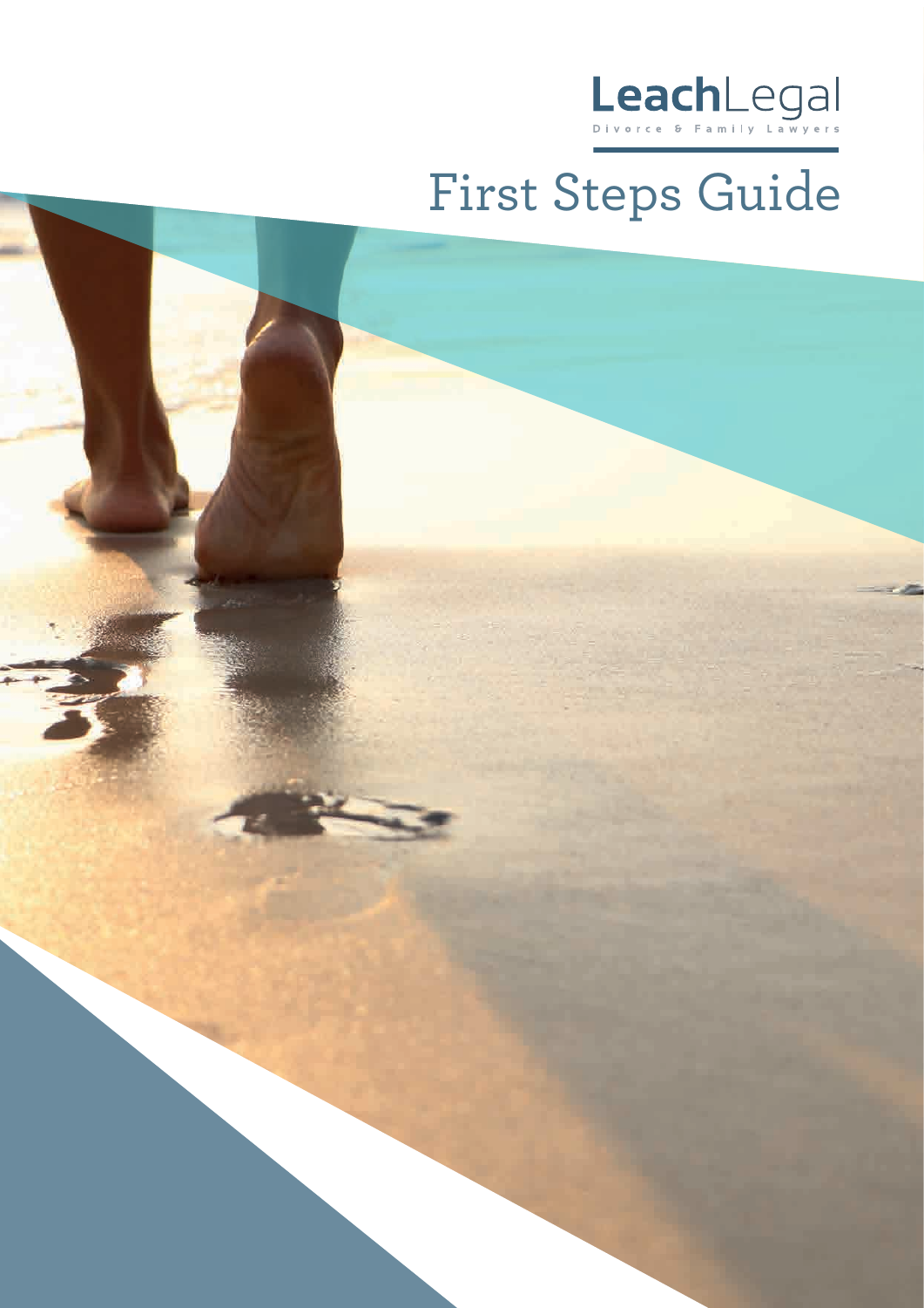LeachLegal

Divorce & Family Lawyers

# First Steps Guide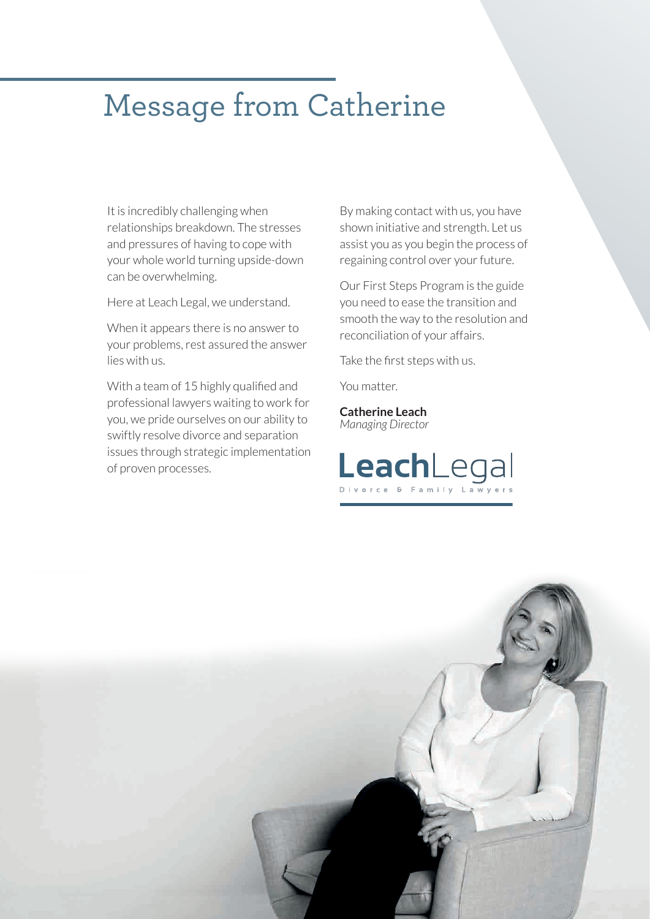# Message from Catherine

It is incredibly challenging when relationships breakdown. The stresses and pressures of having to cope with your whole world turning upside-down can be overwhelming.

Here at Leach Legal, we understand.

When it appears there is no answer to your problems, rest assured the answer lies with us.

With a team of 15 highly qualified and professional lawyers waiting to work for you, we pride ourselves on our ability to swiftly resolve divorce and separation issues through strategic implementation of proven processes.

By making contact with us, you have shown initiative and strength. Let us assist you as you begin the process of regaining control over your future.

Our First Steps Program is the guide you need to ease the transition and smooth the way to the resolution and reconciliation of your affairs.

Take the first steps with us.

You matter.

**Catherine Leach**
*Managing Director*

**Leach**Legal
Divorce & Family Lawyers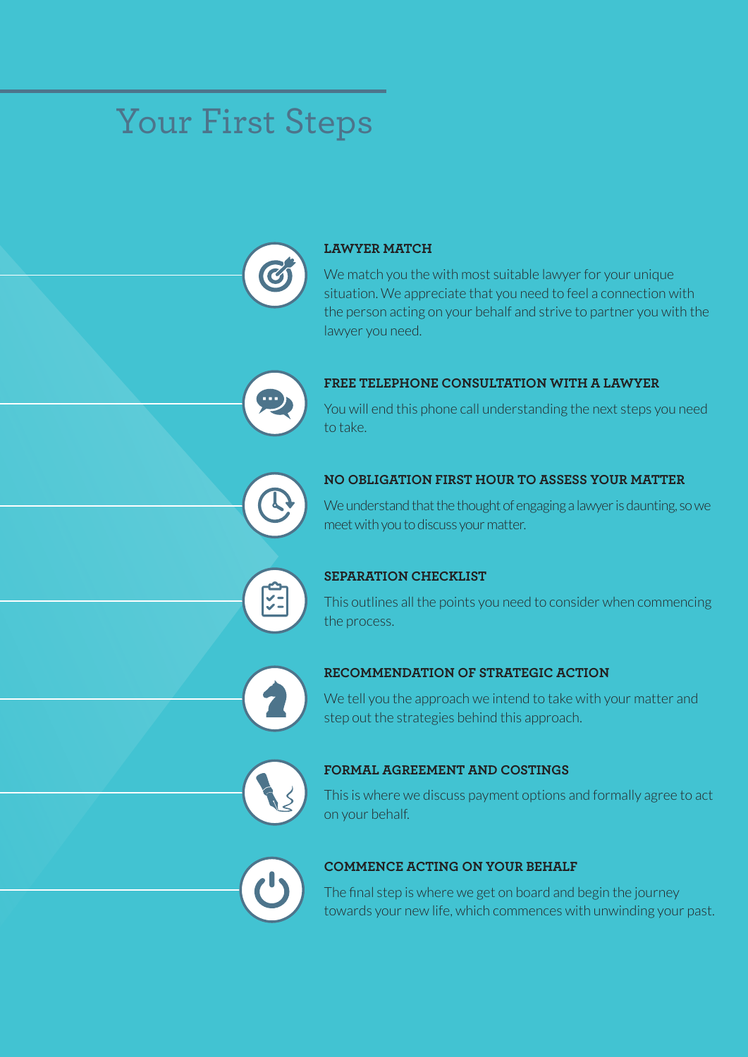# Your First Steps

### LAWYER MATCH

We match you the with most suitable lawyer for your unique situation. We appreciate that you need to feel a connection with the person acting on your behalf and strive to partner you with the lawyer you need.

### FREE TELEPHONE CONSULTATION WITH A LAWYER

You will end this phone call understanding the next steps you need to take.

### NO OBLIGATION FIRST HOUR TO ASSESS YOUR MATTER

We understand that the thought of engaging a lawyer is daunting, so we meet with you to discuss your matter.

### SEPARATION CHECKLIST

This outlines all the points you need to consider when commencing the process.

### RECOMMENDATION OF STRATEGIC ACTION

We tell you the approach we intend to take with your matter and step out the strategies behind this approach.

### FORMAL AGREEMENT AND COSTINGS

This is where we discuss payment options and formally agree to act on your behalf.

### COMMENCE ACTING ON YOUR BEHALF

The final step is where we get on board and begin the journey towards your new life, which commences with unwinding your past.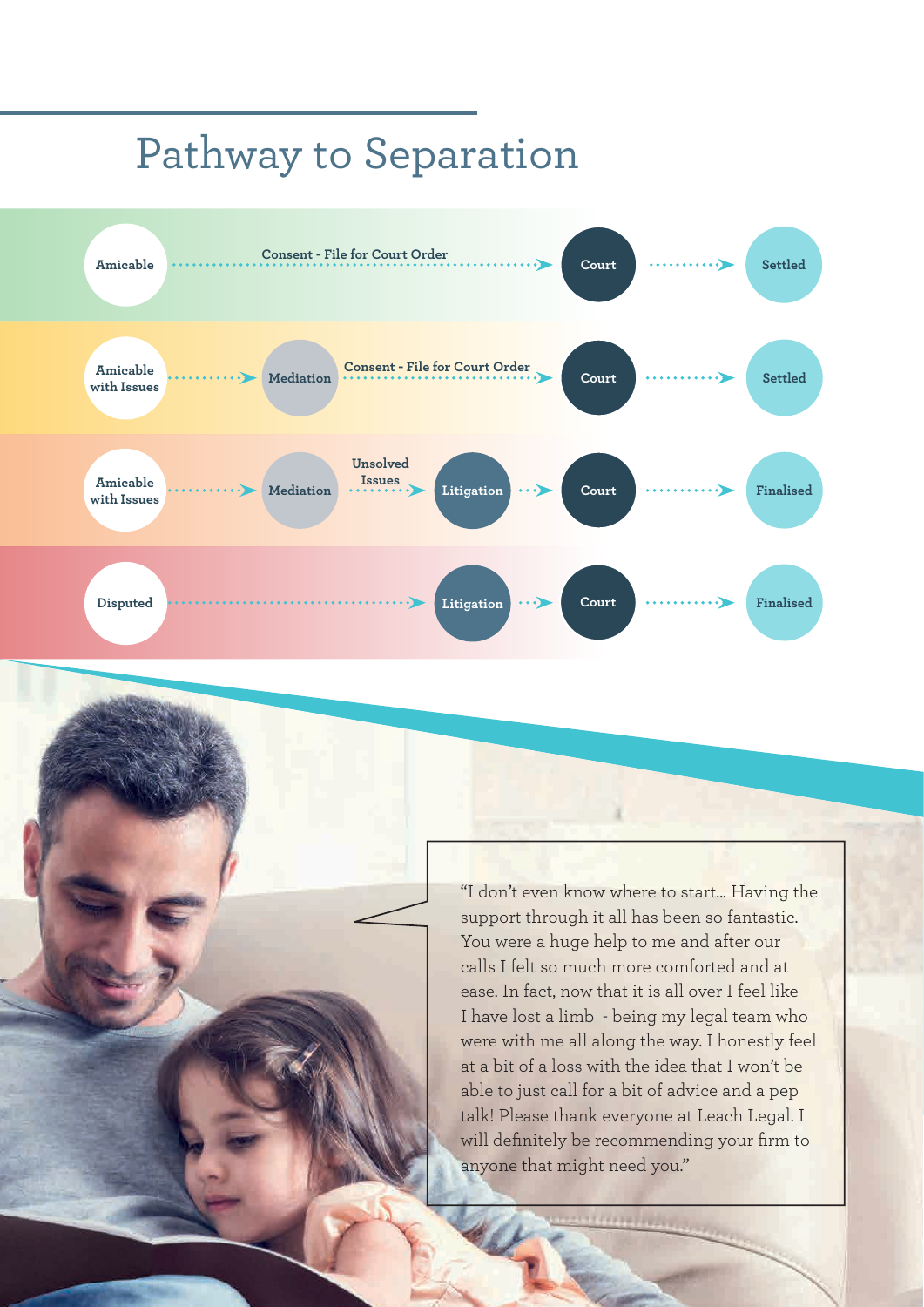# Pathway to Separation

| Pathway | | | | | |
|---|---|---|---|---|---|
| Amicable | Consent - File for Court Order → | | | Court → | Settled |
| Amicable with Issues → | Mediation | Consent - File for Court Order → | | Court → | Settled |
| Amicable with Issues → | Mediation | Unsolved Issues → | Litigation → | Court → | Finalised |
| Disputed → | | | Litigation → | Court → | Finalised |

"I don't even know where to start... Having the support through it all has been so fantastic. You were a huge help to me and after our calls I felt so much more comforted and at ease. In fact, now that it is all over I feel like I have lost a limb - being my legal team who were with me all along the way. I honestly feel at a bit of a loss with the idea that I won't be able to just call for a bit of advice and a pep talk! Please thank everyone at Leach Legal. I will definitely be recommending your firm to anyone that might need you."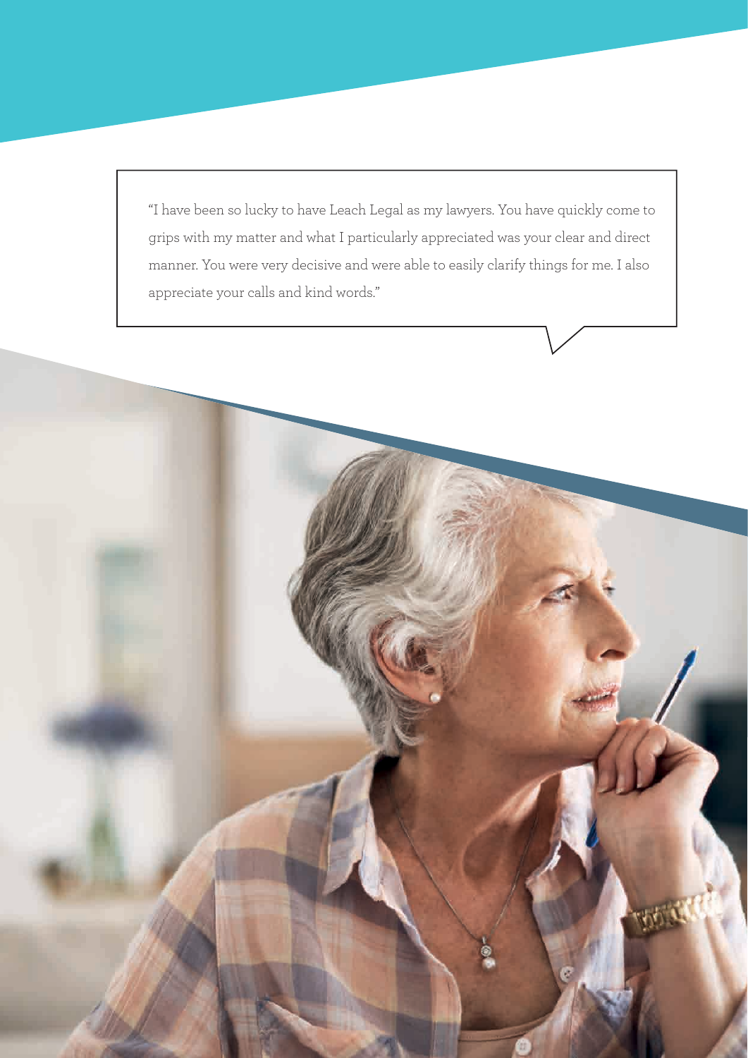"I have been so lucky to have Leach Legal as my lawyers. You have quickly come to grips with my matter and what I particularly appreciated was your clear and direct manner. You were very decisive and were able to easily clarify things for me. I also appreciate your calls and kind words."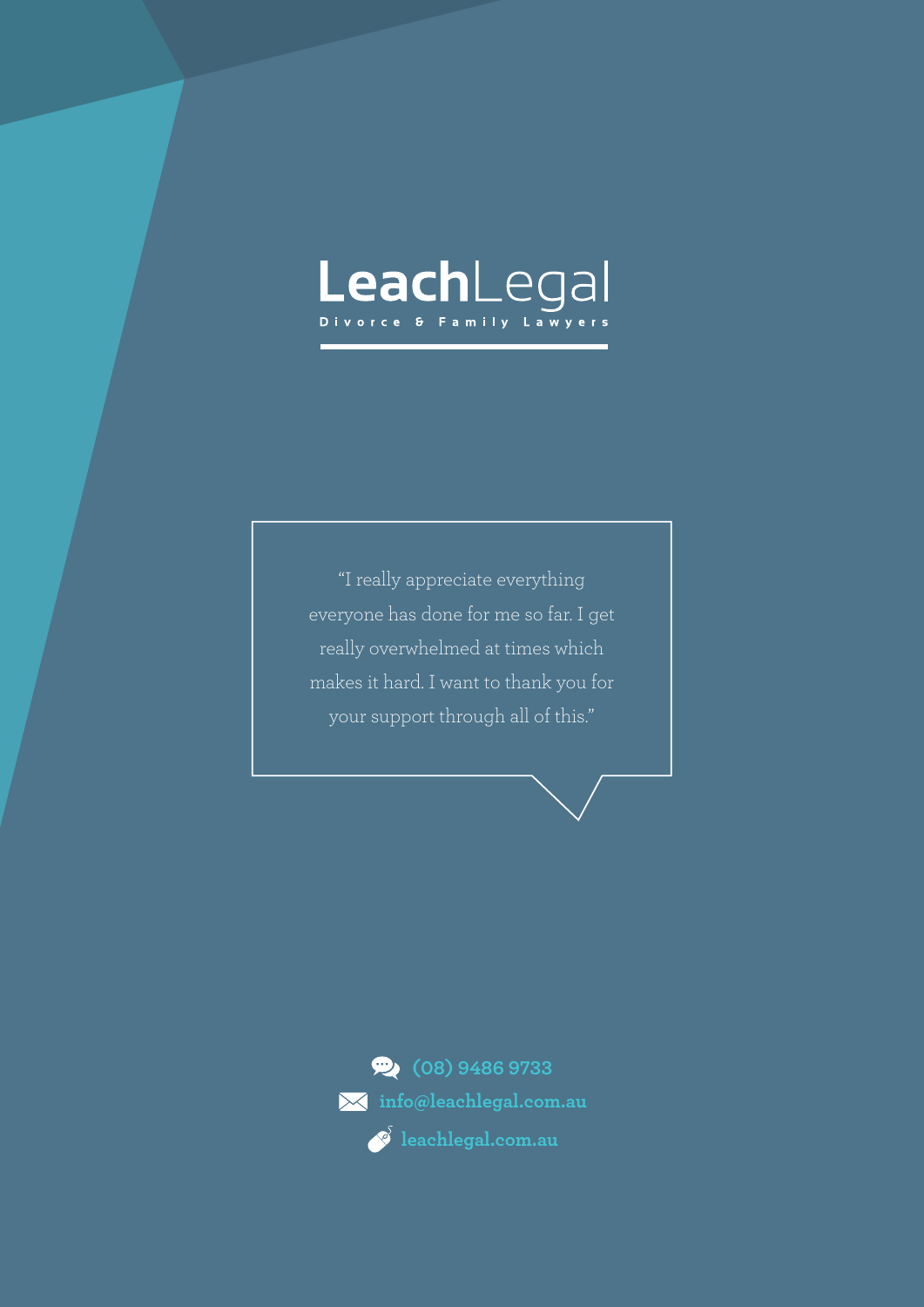# LeachLegal

Divorce & Family Lawyers

"I really appreciate everything everyone has done for me so far. I get really overwhelmed at times which makes it hard. I want to thank you for your support through all of this."

(08) 9486 9733

info@leachlegal.com.au

leachlegal.com.au